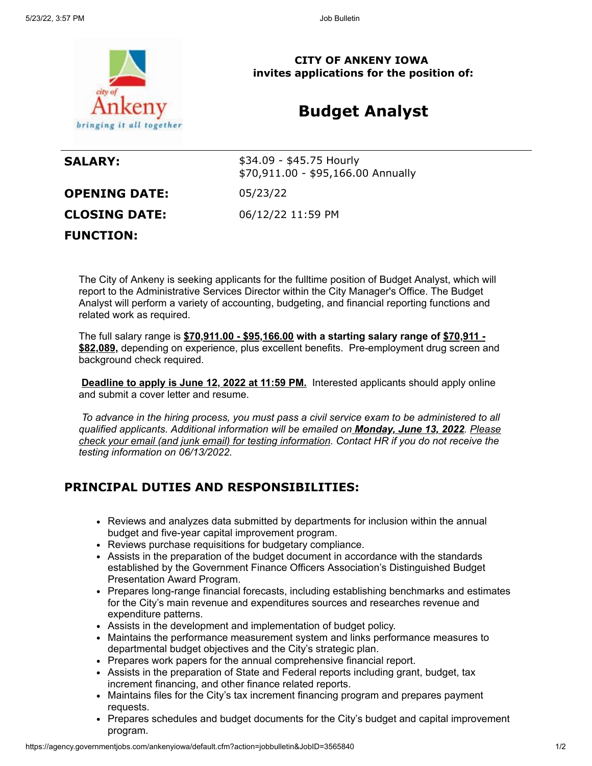**CITY OF ANKENY IOWA**
**invites applications for the position of:**

# Budget Analyst

| | |
|---|---|
| **SALARY:** | $34.09 - $45.75 Hourly<br>$70,911.00 - $95,166.00 Annually |
| **OPENING DATE:** | 05/23/22 |
| **CLOSING DATE:** | 06/12/22 11:59 PM |

**FUNCTION:**

The City of Ankeny is seeking applicants for the fulltime position of Budget Analyst, which will report to the Administrative Services Director within the City Manager's Office. The Budget Analyst will perform a variety of accounting, budgeting, and financial reporting functions and related work as required.

The full salary range is **$70,911.00 - $95,166.00 with a starting salary range of $70,911 - $82,089,** depending on experience, plus excellent benefits. Pre-employment drug screen and background check required.

**Deadline to apply is June 12, 2022 at 11:59 PM.** Interested applicants should apply online and submit a cover letter and resume.

*To advance in the hiring process, you must pass a civil service exam to be administered to all qualified applicants. Additional information will be emailed on **Monday, June 13, 2022**. Please check your email (and junk email) for testing information. Contact HR if you do not receive the testing information on 06/13/2022.*

## PRINCIPAL DUTIES AND RESPONSIBILITIES:

- Reviews and analyzes data submitted by departments for inclusion within the annual budget and five-year capital improvement program.
- Reviews purchase requisitions for budgetary compliance.
- Assists in the preparation of the budget document in accordance with the standards established by the Government Finance Officers Association's Distinguished Budget Presentation Award Program.
- Prepares long-range financial forecasts, including establishing benchmarks and estimates for the City's main revenue and expenditures sources and researches revenue and expenditure patterns.
- Assists in the development and implementation of budget policy.
- Maintains the performance measurement system and links performance measures to departmental budget objectives and the City's strategic plan.
- Prepares work papers for the annual comprehensive financial report.
- Assists in the preparation of State and Federal reports including grant, budget, tax increment financing, and other finance related reports.
- Maintains files for the City's tax increment financing program and prepares payment requests.
- Prepares schedules and budget documents for the City's budget and capital improvement program.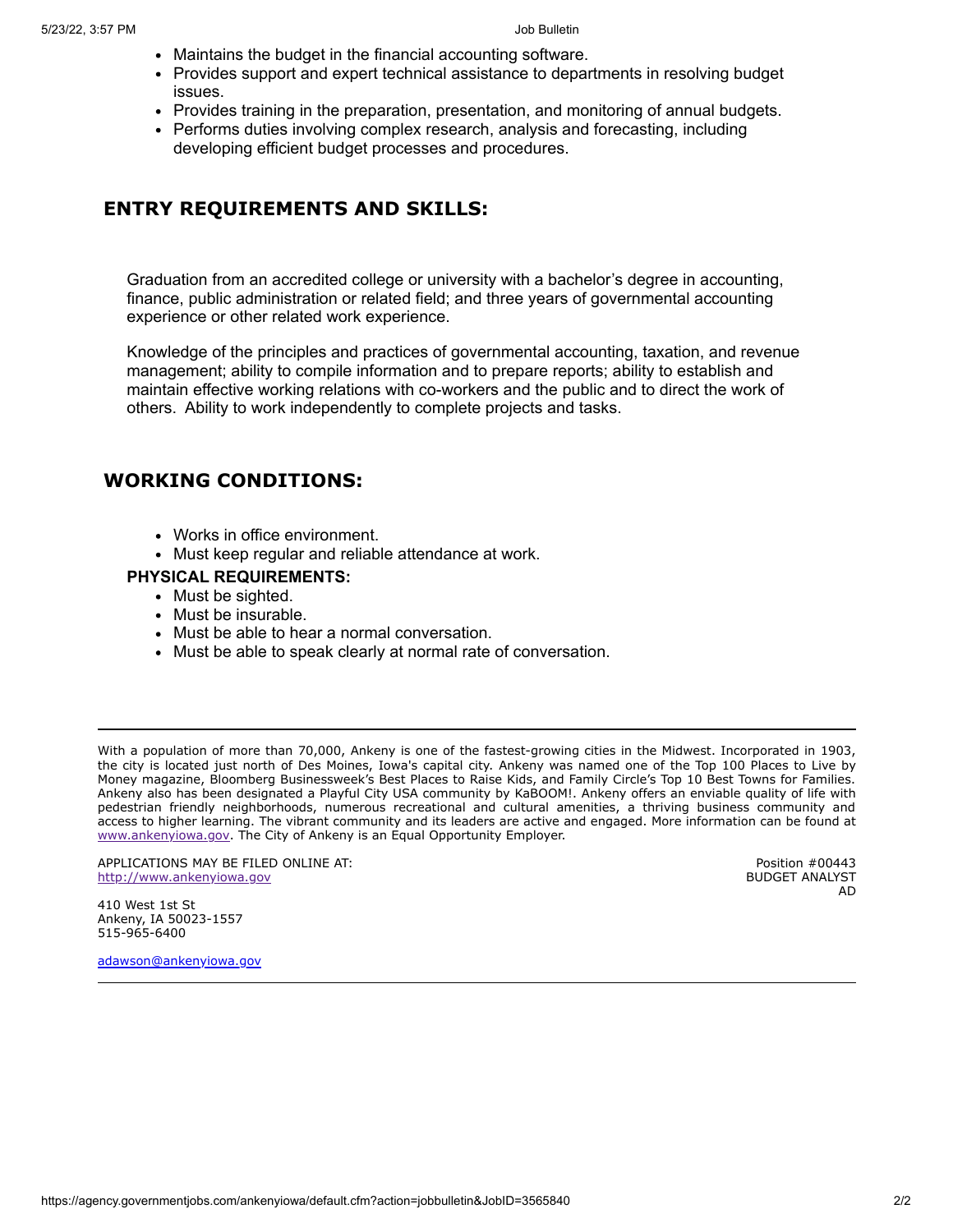- Maintains the budget in the financial accounting software.
- Provides support and expert technical assistance to departments in resolving budget issues.
- Provides training in the preparation, presentation, and monitoring of annual budgets.
- Performs duties involving complex research, analysis and forecasting, including developing efficient budget processes and procedures.

## ENTRY REQUIREMENTS AND SKILLS:

Graduation from an accredited college or university with a bachelor's degree in accounting, finance, public administration or related field; and three years of governmental accounting experience or other related work experience.

Knowledge of the principles and practices of governmental accounting, taxation, and revenue management; ability to compile information and to prepare reports; ability to establish and maintain effective working relations with co-workers and the public and to direct the work of others. Ability to work independently to complete projects and tasks.

## WORKING CONDITIONS:

- Works in office environment.
- Must keep regular and reliable attendance at work.

**PHYSICAL REQUIREMENTS:**

- Must be sighted.
- Must be insurable.
- Must be able to hear a normal conversation.
- Must be able to speak clearly at normal rate of conversation.

---

With a population of more than 70,000, Ankeny is one of the fastest-growing cities in the Midwest. Incorporated in 1903, the city is located just north of Des Moines, Iowa's capital city. Ankeny was named one of the Top 100 Places to Live by Money magazine, Bloomberg Businessweek's Best Places to Raise Kids, and Family Circle's Top 10 Best Towns for Families. Ankeny also has been designated a Playful City USA community by KaBOOM!. Ankeny offers an enviable quality of life with pedestrian friendly neighborhoods, numerous recreational and cultural amenities, a thriving business community and access to higher learning. The vibrant community and its leaders are active and engaged. More information can be found at www.ankenyiowa.gov. The City of Ankeny is an Equal Opportunity Employer.

APPLICATIONS MAY BE FILED ONLINE AT:
http://www.ankenyiowa.gov

410 West 1st St
Ankeny, IA 50023-1557
515-965-6400

adawson@ankenyiowa.gov

Position #00443
BUDGET ANALYST
AD